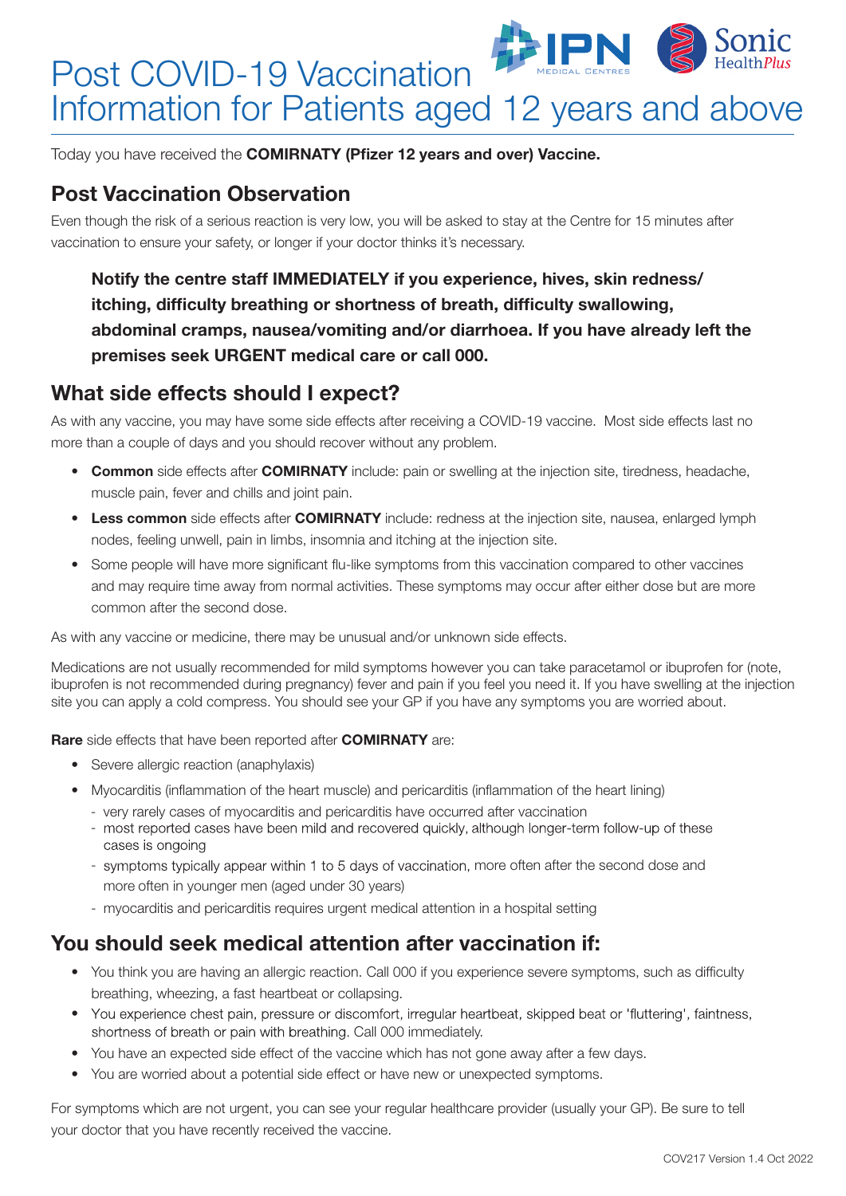# Post COVID-19 Vaccination Information for Patients aged 12 years and above

Today you have received the **COMIRNATY (Pfizer 12 years and over) Vaccine.**

## Post Vaccination Observation

Even though the risk of a serious reaction is very low, you will be asked to stay at the Centre for 15 minutes after vaccination to ensure your safety, or longer if your doctor thinks it's necessary.

> **Notify the centre staff IMMEDIATELY if you experience, hives, skin redness/itching, difficulty breathing or shortness of breath, difficulty swallowing, abdominal cramps, nausea/vomiting and/or diarrhoea. If you have already left the premises seek URGENT medical care or call 000.**

## What side effects should I expect?

As with any vaccine, you may have some side effects after receiving a COVID-19 vaccine. Most side effects last no more than a couple of days and you should recover without any problem.

- **Common** side effects after **COMIRNATY** include: pain or swelling at the injection site, tiredness, headache, muscle pain, fever and chills and joint pain.
- **Less common** side effects after **COMIRNATY** include: redness at the injection site, nausea, enlarged lymph nodes, feeling unwell, pain in limbs, insomnia and itching at the injection site.
- Some people will have more significant flu-like symptoms from this vaccination compared to other vaccines and may require time away from normal activities. These symptoms may occur after either dose but are more common after the second dose.

As with any vaccine or medicine, there may be unusual and/or unknown side effects.

Medications are not usually recommended for mild symptoms however you can take paracetamol or ibuprofen for (note, ibuprofen is not recommended during pregnancy) fever and pain if you feel you need it. If you have swelling at the injection site you can apply a cold compress. You should see your GP if you have any symptoms you are worried about.

**Rare** side effects that have been reported after **COMIRNATY** are:

- Severe allergic reaction (anaphylaxis)
- Myocarditis (inflammation of the heart muscle) and pericarditis (inflammation of the heart lining)
  - very rarely cases of myocarditis and pericarditis have occurred after vaccination
  - most reported cases have been mild and recovered quickly, although longer-term follow-up of these cases is ongoing
  - symptoms typically appear within 1 to 5 days of vaccination, more often after the second dose and more often in younger men (aged under 30 years)
  - myocarditis and pericarditis requires urgent medical attention in a hospital setting

## You should seek medical attention after vaccination if:

- You think you are having an allergic reaction. Call 000 if you experience severe symptoms, such as difficulty breathing, wheezing, a fast heartbeat or collapsing.
- You experience chest pain, pressure or discomfort, irregular heartbeat, skipped beat or 'fluttering', faintness, shortness of breath or pain with breathing. Call 000 immediately.
- You have an expected side effect of the vaccine which has not gone away after a few days.
- You are worried about a potential side effect or have new or unexpected symptoms.

For symptoms which are not urgent, you can see your regular healthcare provider (usually your GP). Be sure to tell your doctor that you have recently received the vaccine.

COV217 Version 1.4 Oct 2022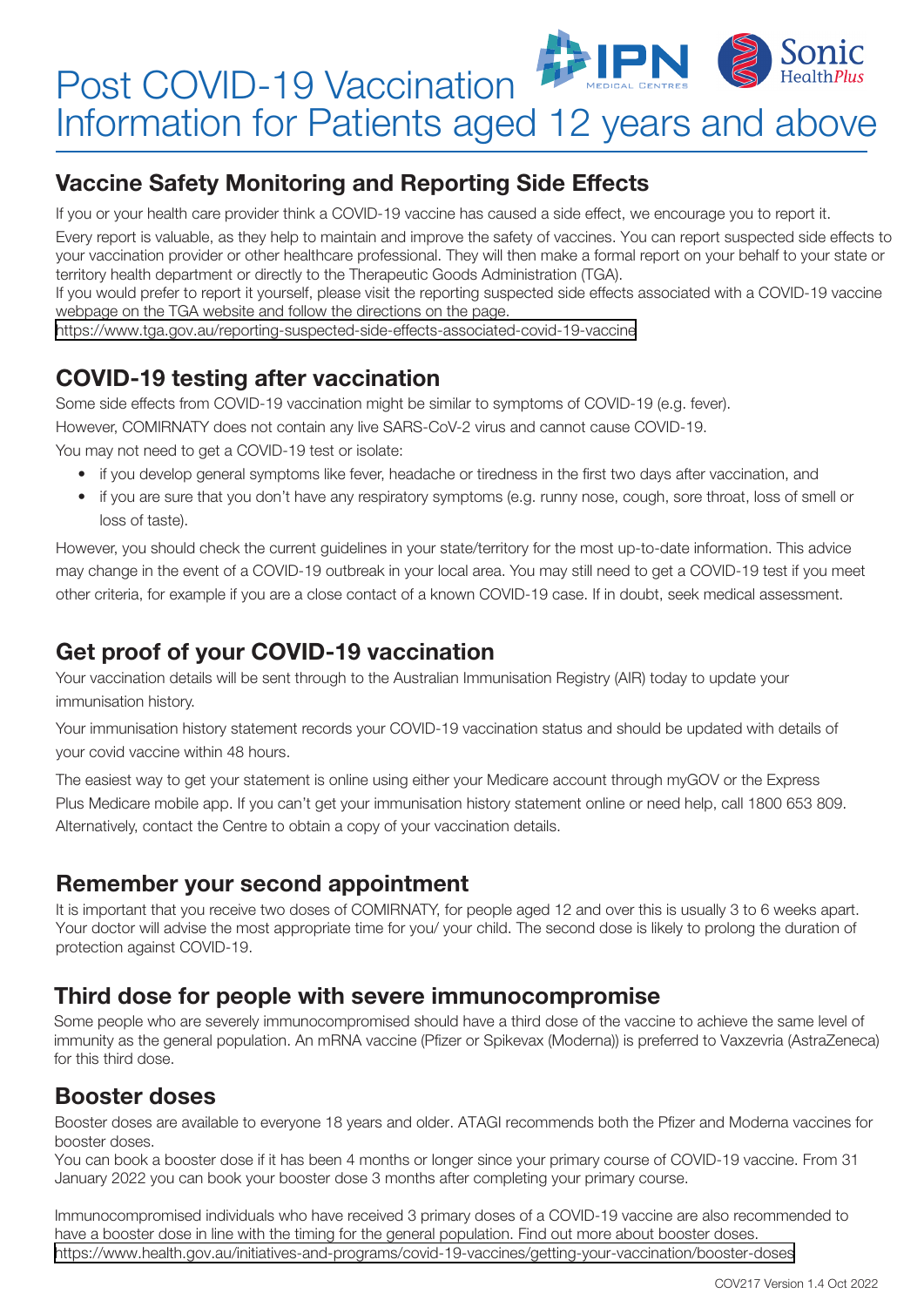# Post COVID-19 Vaccination Information for Patients aged 12 years and above

## Vaccine Safety Monitoring and Reporting Side Effects

If you or your health care provider think a COVID-19 vaccine has caused a side effect, we encourage you to report it.

Every report is valuable, as they help to maintain and improve the safety of vaccines. You can report suspected side effects to your vaccination provider or other healthcare professional. They will then make a formal report on your behalf to your state or territory health department or directly to the Therapeutic Goods Administration (TGA).

If you would prefer to report it yourself, please visit the reporting suspected side effects associated with a COVID-19 vaccine webpage on the TGA website and follow the directions on the page.

https://www.tga.gov.au/reporting-suspected-side-effects-associated-covid-19-vaccine

## COVID-19 testing after vaccination

Some side effects from COVID-19 vaccination might be similar to symptoms of COVID-19 (e.g. fever).

However, COMIRNATY does not contain any live SARS-CoV-2 virus and cannot cause COVID-19.

You may not need to get a COVID-19 test or isolate:

- if you develop general symptoms like fever, headache or tiredness in the first two days after vaccination, and
- if you are sure that you don't have any respiratory symptoms (e.g. runny nose, cough, sore throat, loss of smell or loss of taste).

However, you should check the current guidelines in your state/territory for the most up-to-date information. This advice may change in the event of a COVID-19 outbreak in your local area. You may still need to get a COVID-19 test if you meet other criteria, for example if you are a close contact of a known COVID-19 case. If in doubt, seek medical assessment.

## Get proof of your COVID-19 vaccination

Your vaccination details will be sent through to the Australian Immunisation Registry (AIR) today to update your immunisation history.

Your immunisation history statement records your COVID-19 vaccination status and should be updated with details of your covid vaccine within 48 hours.

The easiest way to get your statement is online using either your Medicare account through myGOV or the Express Plus Medicare mobile app. If you can't get your immunisation history statement online or need help, call 1800 653 809. Alternatively, contact the Centre to obtain a copy of your vaccination details.

## Remember your second appointment

It is important that you receive two doses of COMIRNATY, for people aged 12 and over this is usually 3 to 6 weeks apart. Your doctor will advise the most appropriate time for you/ your child. The second dose is likely to prolong the duration of protection against COVID-19.

## Third dose for people with severe immunocompromise

Some people who are severely immunocompromised should have a third dose of the vaccine to achieve the same level of immunity as the general population. An mRNA vaccine (Pfizer or Spikevax (Moderna)) is preferred to Vaxzevria (AstraZeneca) for this third dose.

## Booster doses

Booster doses are available to everyone 18 years and older. ATAGI recommends both the Pfizer and Moderna vaccines for booster doses.

You can book a booster dose if it has been 4 months or longer since your primary course of COVID-19 vaccine. From 31 January 2022 you can book your booster dose 3 months after completing your primary course.

Immunocompromised individuals who have received 3 primary doses of a COVID-19 vaccine are also recommended to have a booster dose in line with the timing for the general population. Find out more about booster doses.

https://www.health.gov.au/initiatives-and-programs/covid-19-vaccines/getting-your-vaccination/booster-doses

COV217 Version 1.4 Oct 2022